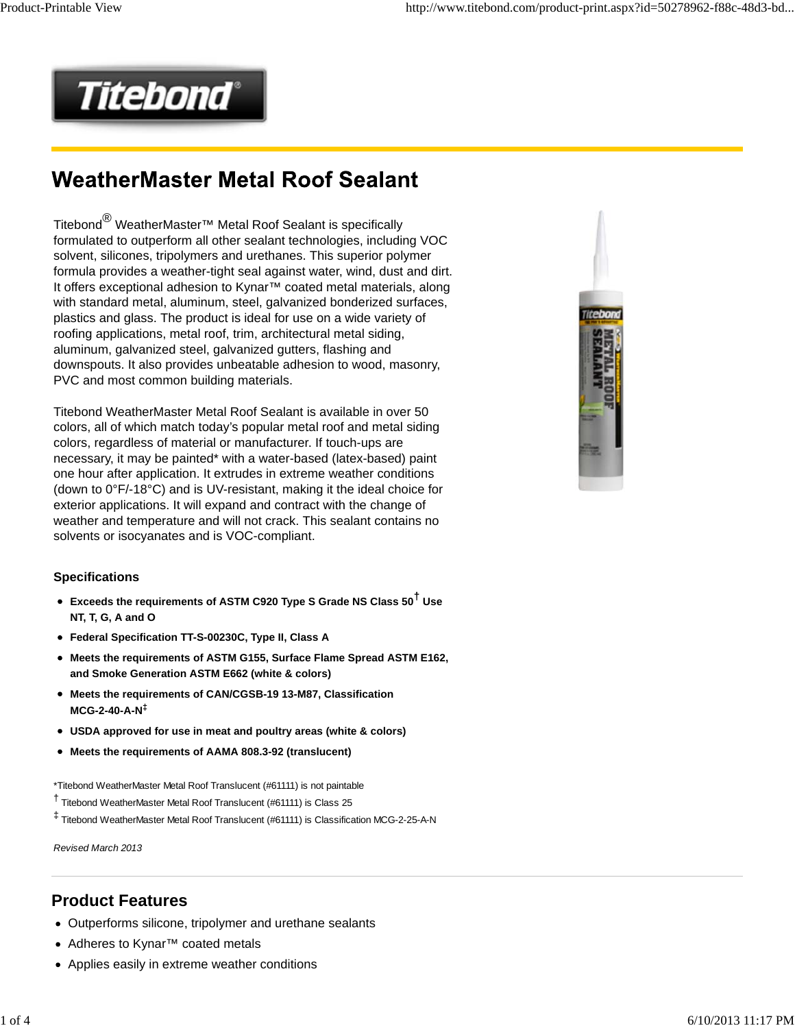# WeatherMaster Metal Roof Sealant

Titebond® WeatherMaster™ Metal Roof Sealant is specifically formulated to outperform all other sealant technologies, including VOC solvent, silicones, tripolymers and urethanes. This superior polymer formula provides a weather-tight seal against water, wind, dust and dirt. It offers exceptional adhesion to Kynar™ coated metal materials, along with standard metal, aluminum, steel, galvanized bonderized surfaces, plastics and glass. The product is ideal for use on a wide variety of roofing applications, metal roof, trim, architectural metal siding, aluminum, galvanized steel, galvanized gutters, flashing and downspouts. It also provides unbeatable adhesion to wood, masonry, PVC and most common building materials.

Titebond WeatherMaster Metal Roof Sealant is available in over 50 colors, all of which match today's popular metal roof and metal siding colors, regardless of material or manufacturer. If touch-ups are necessary, it may be painted* with a water-based (latex-based) paint one hour after application. It extrudes in extreme weather conditions (down to 0°F/-18°C) and is UV-resistant, making it the ideal choice for exterior applications. It will expand and contract with the change of weather and temperature and will not crack. This sealant contains no solvents or isocyanates and is VOC-compliant.

### Specifications

- **Exceeds the requirements of ASTM C920 Type S Grade NS Class 50† Use NT, T, G, A and O**
- **Federal Specification TT-S-00230C, Type II, Class A**
- **Meets the requirements of ASTM G155, Surface Flame Spread ASTM E162, and Smoke Generation ASTM E662 (white & colors)**
- **Meets the requirements of CAN/CGSB-19 13-M87, Classification MCG-2-40-A-N‡**
- **USDA approved for use in meat and poultry areas (white & colors)**
- **Meets the requirements of AAMA 808.3-92 (translucent)**

*Titebond WeatherMaster Metal Roof Translucent (#61111) is not paintable

† Titebond WeatherMaster Metal Roof Translucent (#61111) is Class 25

‡ Titebond WeatherMaster Metal Roof Translucent (#61111) is Classification MCG-2-25-A-N

*Revised March 2013*

## Product Features

- Outperforms silicone, tripolymer and urethane sealants
- Adheres to Kynar™ coated metals
- Applies easily in extreme weather conditions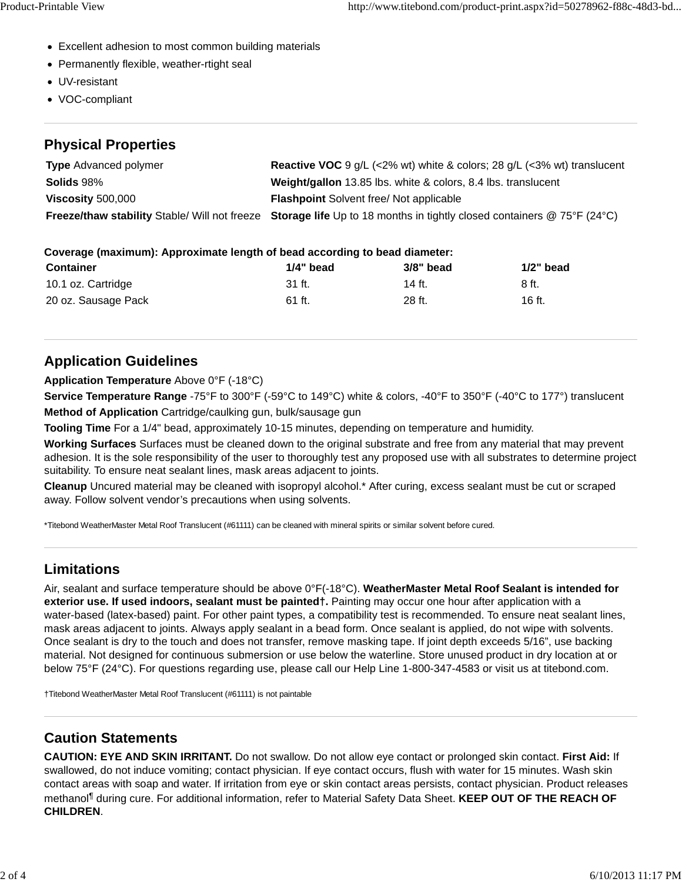- Excellent adhesion to most common building materials
- Permanently flexible, weather-rtight seal
- UV-resistant
- VOC-compliant

## Physical Properties

| | |
|---|---|
| **Type** Advanced polymer | **Reactive VOC** 9 g/L (<2% wt) white & colors; 28 g/L (<3% wt) translucent |
| **Solids** 98% | **Weight/gallon** 13.85 lbs. white & colors, 8.4 lbs. translucent |
| **Viscosity** 500,000 | **Flashpoint** Solvent free/ Not applicable |
| **Freeze/thaw stability** Stable/ Will not freeze | **Storage life** Up to 18 months in tightly closed containers @ 75°F (24°C) |

**Coverage (maximum): Approximate length of bead according to bead diameter:**

| Container | 1/4" bead | 3/8" bead | 1/2" bead |
|---|---|---|---|
| 10.1 oz. Cartridge | 31 ft. | 14 ft. | 8 ft. |
| 20 oz. Sausage Pack | 61 ft. | 28 ft. | 16 ft. |

## Application Guidelines

**Application Temperature** Above 0°F (-18°C)

**Service Temperature Range** -75°F to 300°F (-59°C to 149°C) white & colors, -40°F to 350°F (-40°C to 177°) translucent

**Method of Application** Cartridge/caulking gun, bulk/sausage gun

**Tooling Time** For a 1/4" bead, approximately 10-15 minutes, depending on temperature and humidity.

**Working Surfaces** Surfaces must be cleaned down to the original substrate and free from any material that may prevent adhesion. It is the sole responsibility of the user to thoroughly test any proposed use with all substrates to determine project suitability. To ensure neat sealant lines, mask areas adjacent to joints.

**Cleanup** Uncured material may be cleaned with isopropyl alcohol.* After curing, excess sealant must be cut or scraped away. Follow solvent vendor's precautions when using solvents.

*Titebond WeatherMaster Metal Roof Translucent (#61111) can be cleaned with mineral spirits or similar solvent before cured.

## Limitations

Air, sealant and surface temperature should be above 0°F(-18°C). **WeatherMaster Metal Roof Sealant is intended for exterior use. If used indoors, sealant must be painted†.** Painting may occur one hour after application with a water-based (latex-based) paint. For other paint types, a compatibility test is recommended. To ensure neat sealant lines, mask areas adjacent to joints. Always apply sealant in a bead form. Once sealant is applied, do not wipe with solvents. Once sealant is dry to the touch and does not transfer, remove masking tape. If joint depth exceeds 5/16", use backing material. Not designed for continuous submersion or use below the waterline. Store unused product in dry location at or below 75°F (24°C). For questions regarding use, please call our Help Line 1-800-347-4583 or visit us at titebond.com.

†Titebond WeatherMaster Metal Roof Translucent (#61111) is not paintable

## Caution Statements

**CAUTION: EYE AND SKIN IRRITANT.** Do not swallow. Do not allow eye contact or prolonged skin contact. **First Aid:** If swallowed, do not induce vomiting; contact physician. If eye contact occurs, flush with water for 15 minutes. Wash skin contact areas with soap and water. If irritation from eye or skin contact areas persists, contact physician. Product releases methanol¶ during cure. For additional information, refer to Material Safety Data Sheet. **KEEP OUT OF THE REACH OF CHILDREN**.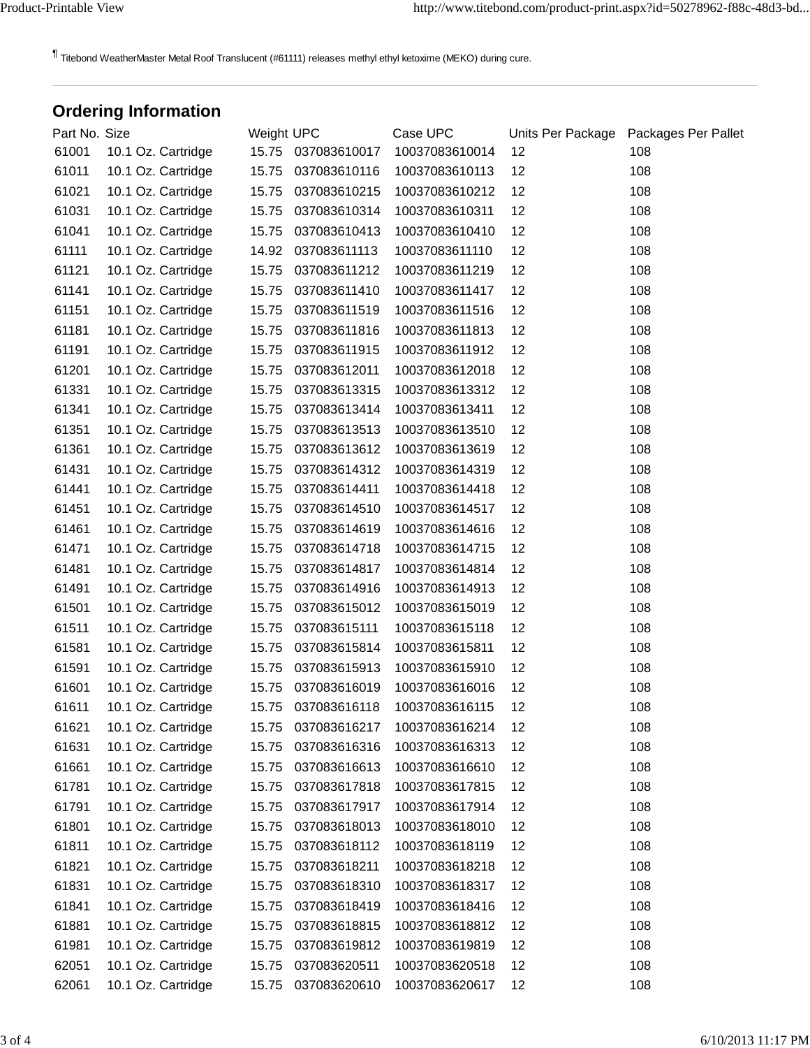¶ Titebond WeatherMaster Metal Roof Translucent (#61111) releases methyl ethyl ketoxime (MEKO) during cure.

## Ordering Information

| Part No. | Size | Weight | UPC | Case UPC | Units Per Package | Packages Per Pallet |
|---|---|---|---|---|---|---|
| 61001 | 10.1 Oz. Cartridge | 15.75 | 037083610017 | 10037083610014 | 12 | 108 |
| 61011 | 10.1 Oz. Cartridge | 15.75 | 037083610116 | 10037083610113 | 12 | 108 |
| 61021 | 10.1 Oz. Cartridge | 15.75 | 037083610215 | 10037083610212 | 12 | 108 |
| 61031 | 10.1 Oz. Cartridge | 15.75 | 037083610314 | 10037083610311 | 12 | 108 |
| 61041 | 10.1 Oz. Cartridge | 15.75 | 037083610413 | 10037083610410 | 12 | 108 |
| 61111 | 10.1 Oz. Cartridge | 14.92 | 037083611113 | 10037083611110 | 12 | 108 |
| 61121 | 10.1 Oz. Cartridge | 15.75 | 037083611212 | 10037083611219 | 12 | 108 |
| 61141 | 10.1 Oz. Cartridge | 15.75 | 037083611410 | 10037083611417 | 12 | 108 |
| 61151 | 10.1 Oz. Cartridge | 15.75 | 037083611519 | 10037083611516 | 12 | 108 |
| 61181 | 10.1 Oz. Cartridge | 15.75 | 037083611816 | 10037083611813 | 12 | 108 |
| 61191 | 10.1 Oz. Cartridge | 15.75 | 037083611915 | 10037083611912 | 12 | 108 |
| 61201 | 10.1 Oz. Cartridge | 15.75 | 037083612011 | 10037083612018 | 12 | 108 |
| 61331 | 10.1 Oz. Cartridge | 15.75 | 037083613315 | 10037083613312 | 12 | 108 |
| 61341 | 10.1 Oz. Cartridge | 15.75 | 037083613414 | 10037083613411 | 12 | 108 |
| 61351 | 10.1 Oz. Cartridge | 15.75 | 037083613513 | 10037083613510 | 12 | 108 |
| 61361 | 10.1 Oz. Cartridge | 15.75 | 037083613612 | 10037083613619 | 12 | 108 |
| 61431 | 10.1 Oz. Cartridge | 15.75 | 037083614312 | 10037083614319 | 12 | 108 |
| 61441 | 10.1 Oz. Cartridge | 15.75 | 037083614411 | 10037083614418 | 12 | 108 |
| 61451 | 10.1 Oz. Cartridge | 15.75 | 037083614510 | 10037083614517 | 12 | 108 |
| 61461 | 10.1 Oz. Cartridge | 15.75 | 037083614619 | 10037083614616 | 12 | 108 |
| 61471 | 10.1 Oz. Cartridge | 15.75 | 037083614718 | 10037083614715 | 12 | 108 |
| 61481 | 10.1 Oz. Cartridge | 15.75 | 037083614817 | 10037083614814 | 12 | 108 |
| 61491 | 10.1 Oz. Cartridge | 15.75 | 037083614916 | 10037083614913 | 12 | 108 |
| 61501 | 10.1 Oz. Cartridge | 15.75 | 037083615012 | 10037083615019 | 12 | 108 |
| 61511 | 10.1 Oz. Cartridge | 15.75 | 037083615111 | 10037083615118 | 12 | 108 |
| 61581 | 10.1 Oz. Cartridge | 15.75 | 037083615814 | 10037083615811 | 12 | 108 |
| 61591 | 10.1 Oz. Cartridge | 15.75 | 037083615913 | 10037083615910 | 12 | 108 |
| 61601 | 10.1 Oz. Cartridge | 15.75 | 037083616019 | 10037083616016 | 12 | 108 |
| 61611 | 10.1 Oz. Cartridge | 15.75 | 037083616118 | 10037083616115 | 12 | 108 |
| 61621 | 10.1 Oz. Cartridge | 15.75 | 037083616217 | 10037083616214 | 12 | 108 |
| 61631 | 10.1 Oz. Cartridge | 15.75 | 037083616316 | 10037083616313 | 12 | 108 |
| 61661 | 10.1 Oz. Cartridge | 15.75 | 037083616613 | 10037083616610 | 12 | 108 |
| 61781 | 10.1 Oz. Cartridge | 15.75 | 037083617818 | 10037083617815 | 12 | 108 |
| 61791 | 10.1 Oz. Cartridge | 15.75 | 037083617917 | 10037083617914 | 12 | 108 |
| 61801 | 10.1 Oz. Cartridge | 15.75 | 037083618013 | 10037083618010 | 12 | 108 |
| 61811 | 10.1 Oz. Cartridge | 15.75 | 037083618112 | 10037083618119 | 12 | 108 |
| 61821 | 10.1 Oz. Cartridge | 15.75 | 037083618211 | 10037083618218 | 12 | 108 |
| 61831 | 10.1 Oz. Cartridge | 15.75 | 037083618310 | 10037083618317 | 12 | 108 |
| 61841 | 10.1 Oz. Cartridge | 15.75 | 037083618419 | 10037083618416 | 12 | 108 |
| 61881 | 10.1 Oz. Cartridge | 15.75 | 037083618815 | 10037083618812 | 12 | 108 |
| 61981 | 10.1 Oz. Cartridge | 15.75 | 037083619812 | 10037083619819 | 12 | 108 |
| 62051 | 10.1 Oz. Cartridge | 15.75 | 037083620511 | 10037083620518 | 12 | 108 |
| 62061 | 10.1 Oz. Cartridge | 15.75 | 037083620610 | 10037083620617 | 12 | 108 |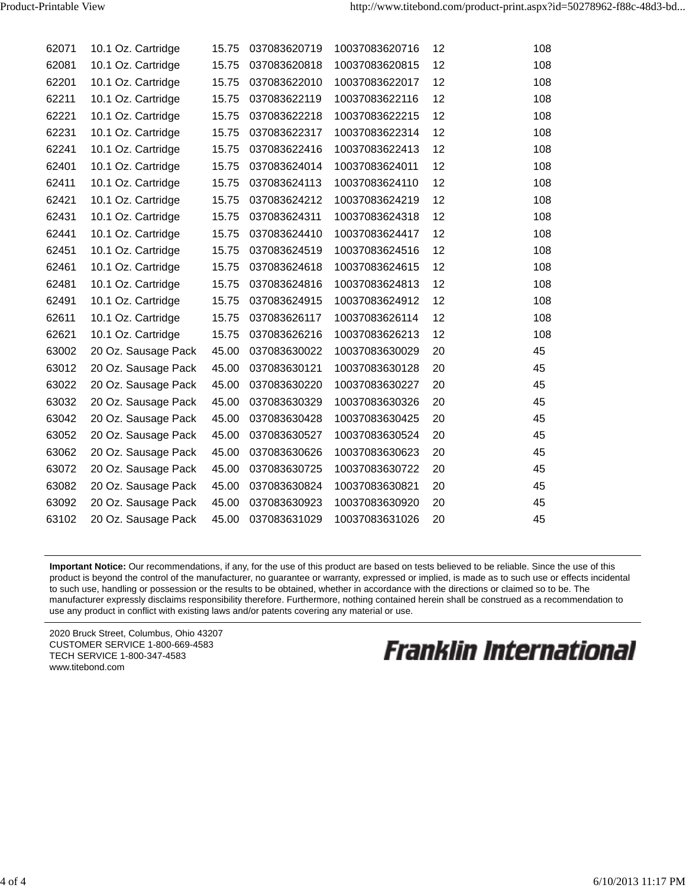| | | | | | | |
|---|---|---|---|---|---|---|
| 62071 | 10.1 Oz. Cartridge | 15.75 | 037083620719 | 10037083620716 | 12 | 108 |
| 62081 | 10.1 Oz. Cartridge | 15.75 | 037083620818 | 10037083620815 | 12 | 108 |
| 62201 | 10.1 Oz. Cartridge | 15.75 | 037083622010 | 10037083622017 | 12 | 108 |
| 62211 | 10.1 Oz. Cartridge | 15.75 | 037083622119 | 10037083622116 | 12 | 108 |
| 62221 | 10.1 Oz. Cartridge | 15.75 | 037083622218 | 10037083622215 | 12 | 108 |
| 62231 | 10.1 Oz. Cartridge | 15.75 | 037083622317 | 10037083622314 | 12 | 108 |
| 62241 | 10.1 Oz. Cartridge | 15.75 | 037083622416 | 10037083622413 | 12 | 108 |
| 62401 | 10.1 Oz. Cartridge | 15.75 | 037083624014 | 10037083624011 | 12 | 108 |
| 62411 | 10.1 Oz. Cartridge | 15.75 | 037083624113 | 10037083624110 | 12 | 108 |
| 62421 | 10.1 Oz. Cartridge | 15.75 | 037083624212 | 10037083624219 | 12 | 108 |
| 62431 | 10.1 Oz. Cartridge | 15.75 | 037083624311 | 10037083624318 | 12 | 108 |
| 62441 | 10.1 Oz. Cartridge | 15.75 | 037083624410 | 10037083624417 | 12 | 108 |
| 62451 | 10.1 Oz. Cartridge | 15.75 | 037083624519 | 10037083624516 | 12 | 108 |
| 62461 | 10.1 Oz. Cartridge | 15.75 | 037083624618 | 10037083624615 | 12 | 108 |
| 62481 | 10.1 Oz. Cartridge | 15.75 | 037083624816 | 10037083624813 | 12 | 108 |
| 62491 | 10.1 Oz. Cartridge | 15.75 | 037083624915 | 10037083624912 | 12 | 108 |
| 62611 | 10.1 Oz. Cartridge | 15.75 | 037083626117 | 10037083626114 | 12 | 108 |
| 62621 | 10.1 Oz. Cartridge | 15.75 | 037083626216 | 10037083626213 | 12 | 108 |
| 63002 | 20 Oz. Sausage Pack | 45.00 | 037083630022 | 10037083630029 | 20 | 45 |
| 63012 | 20 Oz. Sausage Pack | 45.00 | 037083630121 | 10037083630128 | 20 | 45 |
| 63022 | 20 Oz. Sausage Pack | 45.00 | 037083630220 | 10037083630227 | 20 | 45 |
| 63032 | 20 Oz. Sausage Pack | 45.00 | 037083630329 | 10037083630326 | 20 | 45 |
| 63042 | 20 Oz. Sausage Pack | 45.00 | 037083630428 | 10037083630425 | 20 | 45 |
| 63052 | 20 Oz. Sausage Pack | 45.00 | 037083630527 | 10037083630524 | 20 | 45 |
| 63062 | 20 Oz. Sausage Pack | 45.00 | 037083630626 | 10037083630623 | 20 | 45 |
| 63072 | 20 Oz. Sausage Pack | 45.00 | 037083630725 | 10037083630722 | 20 | 45 |
| 63082 | 20 Oz. Sausage Pack | 45.00 | 037083630824 | 10037083630821 | 20 | 45 |
| 63092 | 20 Oz. Sausage Pack | 45.00 | 037083630923 | 10037083630920 | 20 | 45 |
| 63102 | 20 Oz. Sausage Pack | 45.00 | 037083631029 | 10037083631026 | 20 | 45 |

**Important Notice:** Our recommendations, if any, for the use of this product are based on tests believed to be reliable. Since the use of this product is beyond the control of the manufacturer, no guarantee or warranty, expressed or implied, is made as to such use or effects incidental to such use, handling or possession or the results to be obtained, whether in accordance with the directions or claimed so to be. The manufacturer expressly disclaims responsibility therefore. Furthermore, nothing contained herein shall be construed as a recommendation to use any product in conflict with existing laws and/or patents covering any material or use.

2020 Bruck Street, Columbus, Ohio 43207
CUSTOMER SERVICE 1-800-669-4583
TECH SERVICE 1-800-347-4583
www.titebond.com

**Franklin International**